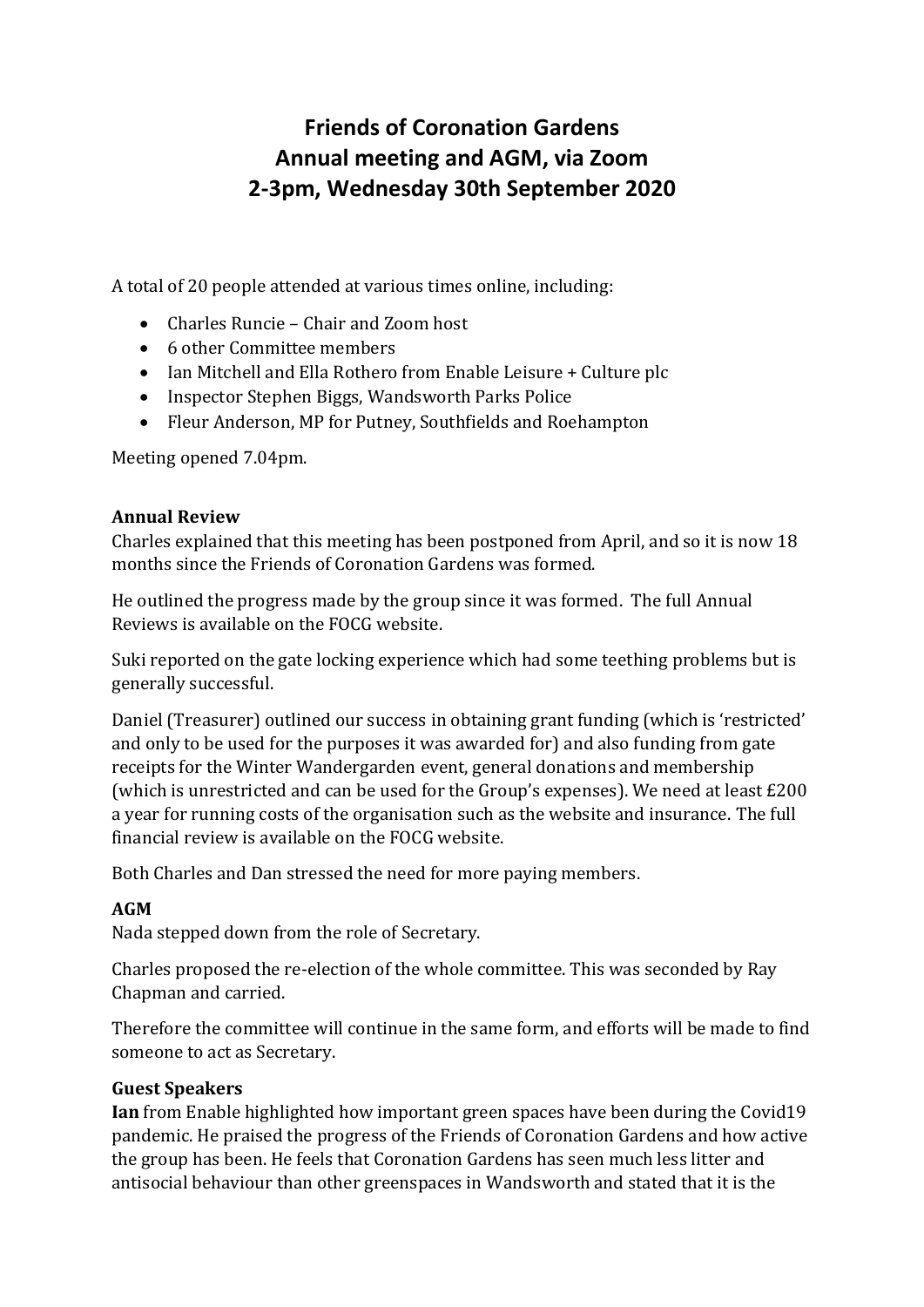# Friends of Coronation Gardens
# Annual meeting and AGM, via Zoom
# 2-3pm, Wednesday 30th September 2020

A total of 20 people attended at various times online, including:

- Charles Runcie – Chair and Zoom host
- 6 other Committee members
- Ian Mitchell and Ella Rothero from Enable Leisure + Culture plc
- Inspector Stephen Biggs, Wandsworth Parks Police
- Fleur Anderson, MP for Putney, Southfields and Roehampton

Meeting opened 7.04pm.

**Annual Review**

Charles explained that this meeting has been postponed from April, and so it is now 18 months since the Friends of Coronation Gardens was formed.

He outlined the progress made by the group since it was formed. The full Annual Reviews is available on the FOCG website.

Suki reported on the gate locking experience which had some teething problems but is generally successful.

Daniel (Treasurer) outlined our success in obtaining grant funding (which is 'restricted' and only to be used for the purposes it was awarded for) and also funding from gate receipts for the Winter Wandergarden event, general donations and membership (which is unrestricted and can be used for the Group's expenses). We need at least £200 a year for running costs of the organisation such as the website and insurance. The full financial review is available on the FOCG website.

Both Charles and Dan stressed the need for more paying members.

**AGM**

Nada stepped down from the role of Secretary.

Charles proposed the re-election of the whole committee. This was seconded by Ray Chapman and carried.

Therefore the committee will continue in the same form, and efforts will be made to find someone to act as Secretary.

**Guest Speakers**

**Ian** from Enable highlighted how important green spaces have been during the Covid19 pandemic. He praised the progress of the Friends of Coronation Gardens and how active the group has been. He feels that Coronation Gardens has seen much less litter and antisocial behaviour than other greenspaces in Wandsworth and stated that it is the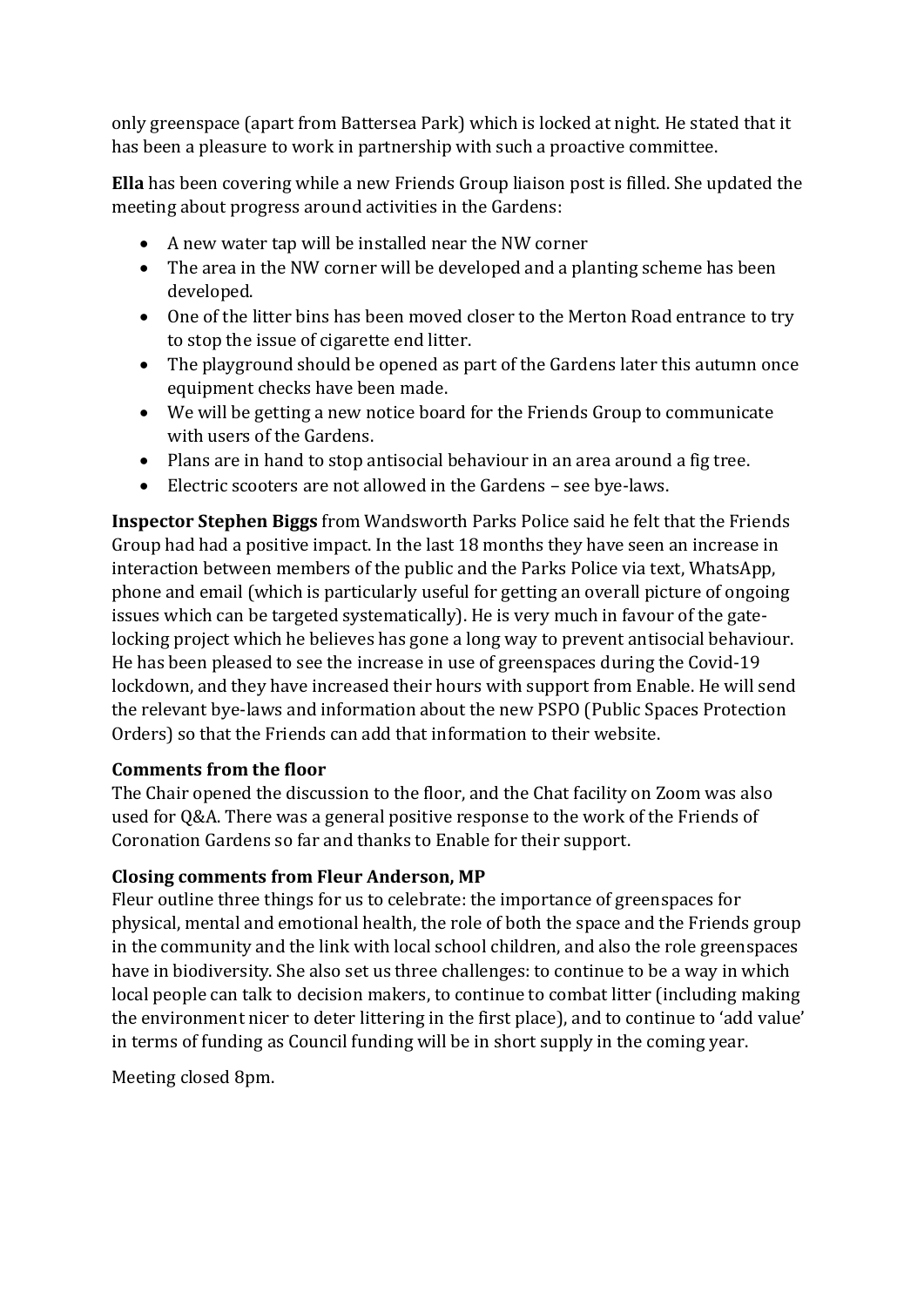only greenspace (apart from Battersea Park) which is locked at night. He stated that it has been a pleasure to work in partnership with such a proactive committee.

**Ella** has been covering while a new Friends Group liaison post is filled. She updated the meeting about progress around activities in the Gardens:

- A new water tap will be installed near the NW corner
- The area in the NW corner will be developed and a planting scheme has been developed.
- One of the litter bins has been moved closer to the Merton Road entrance to try to stop the issue of cigarette end litter.
- The playground should be opened as part of the Gardens later this autumn once equipment checks have been made.
- We will be getting a new notice board for the Friends Group to communicate with users of the Gardens.
- Plans are in hand to stop antisocial behaviour in an area around a fig tree.
- Electric scooters are not allowed in the Gardens – see bye-laws.

**Inspector Stephen Biggs** from Wandsworth Parks Police said he felt that the Friends Group had had a positive impact. In the last 18 months they have seen an increase in interaction between members of the public and the Parks Police via text, WhatsApp, phone and email (which is particularly useful for getting an overall picture of ongoing issues which can be targeted systematically). He is very much in favour of the gate-locking project which he believes has gone a long way to prevent antisocial behaviour. He has been pleased to see the increase in use of greenspaces during the Covid-19 lockdown, and they have increased their hours with support from Enable. He will send the relevant bye-laws and information about the new PSPO (Public Spaces Protection Orders) so that the Friends can add that information to their website.

**Comments from the floor**

The Chair opened the discussion to the floor, and the Chat facility on Zoom was also used for Q&A. There was a general positive response to the work of the Friends of Coronation Gardens so far and thanks to Enable for their support.

**Closing comments from Fleur Anderson, MP**

Fleur outline three things for us to celebrate: the importance of greenspaces for physical, mental and emotional health, the role of both the space and the Friends group in the community and the link with local school children, and also the role greenspaces have in biodiversity. She also set us three challenges: to continue to be a way in which local people can talk to decision makers, to continue to combat litter (including making the environment nicer to deter littering in the first place), and to continue to 'add value' in terms of funding as Council funding will be in short supply in the coming year.

Meeting closed 8pm.